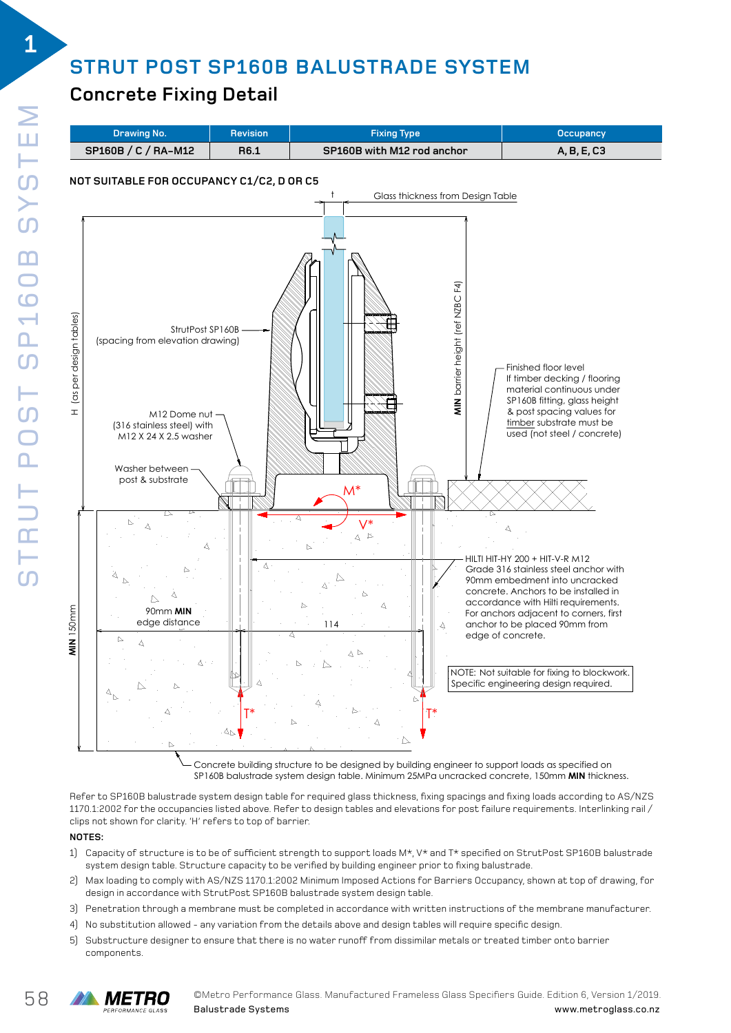# STRUT POST SP160B BALUSTRADE SYSTEM

## Concrete Fixing Detail

| Drawing No. | Revision | Fixing Type | Occupancy |
|---|---|---|---|
| SP160B / C / RA-M12 | R6.1 | SP160B with M12 rod anchor | A, B, E, C3 |

NOT SUITABLE FOR OCCUPANCY C1/C2, D OR C5

t

Glass thickness from Design Table

H (as per design tables)

StrutPost SP160B (spacing from elevation drawing)

M12 Dome nut (316 stainless steel) with M12 X 24 X 2.5 washer

Washer between post & substrate

MIN barrier height (ref NZBC F4)

Finished floor level
If timber decking / flooring material continuous under SP160B fitting, glass height & post spacing values for timber substrate must be used (not steel / concrete)

M*

V*

HILTI HIT-HY 200 + HIT-V-R M12 Grade 316 stainless steel anchor with 90mm embedment into uncracked concrete. Anchors to be installed in accordance with Hilti requirements. For anchors adjacent to corners, first anchor to be placed 90mm from edge of concrete.

90mm **MIN** edge distance

114

**MIN** 150mm

NOTE: Not suitable for fixing to blockwork. Specific engineering design required.

T*

T*

Concrete building structure to be designed by building engineer to support loads as specified on SP160B balustrade system design table. Minimum 25MPa uncracked concrete, 150mm **MIN** thickness.

Refer to SP160B balustrade system design table for required glass thickness, fixing spacings and fixing loads according to AS/NZS 1170.1:2002 for the occupancies listed above. Refer to design tables and elevations for post failure requirements. Interlinking rail / clips not shown for clarity. 'H' refers to top of barrier.

**NOTES:**

1) Capacity of structure is to be of sufficient strength to support loads M*, V* and T* specified on StrutPost SP160B balustrade system design table. Structure capacity to be verified by building engineer prior to fixing balustrade.
2) Max loading to comply with AS/NZS 1170.1:2002 Minimum Imposed Actions for Barriers Occupancy, shown at top of drawing, for design in accordance with StrutPost SP160B balustrade system design table.
3) Penetration through a membrane must be completed in accordance with written instructions of the membrane manufacturer.
4) No substitution allowed - any variation from the details above and design tables will require specific design.
5) Substructure designer to ensure that there is no water runoff from dissimilar metals or treated timber onto barrier components.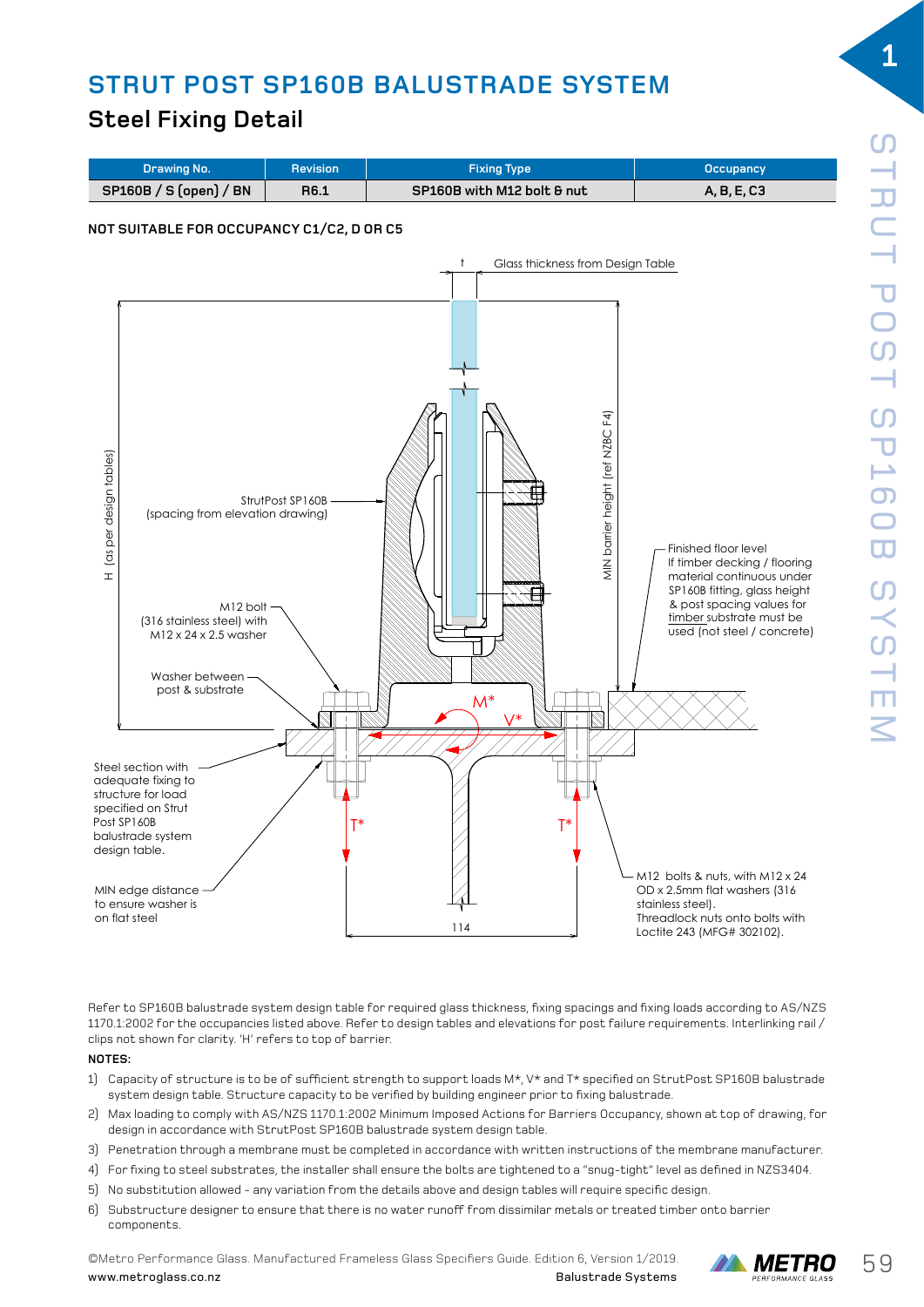# STRUT POST SP160B BALUSTRADE SYSTEM

## Steel Fixing Detail

| Drawing No. | Revision | Fixing Type | Occupancy |
|---|---|---|---|
| SP160B / S (open) / BN | R6.1 | SP160B with M12 bolt & nut | A, B, E, C3 |

**NOT SUITABLE FOR OCCUPANCY C1/C2, D OR C5**

t

Glass thickness from Design Table

H (as per design tables)

MIN barrier height (ref NZBC F4)

StrutPost SP160B (spacing from elevation drawing)

M12 bolt (316 stainless steel) with M12 x 24 x 2.5 washer

Washer between post & substrate

Finished floor level If timber decking / flooring material continuous under SP160B fitting, glass height & post spacing values for timber substrate must be used (not steel / concrete)

M*

V*

T*

T*

Steel section with adequate fixing to structure for load specified on Strut Post SP160B balustrade system design table.

MIN edge distance to ensure washer is on flat steel

114

M12 bolts & nuts, with M12 x 24 OD x 2.5mm flat washers (316 stainless steel). Threadlock nuts onto bolts with Loctite 243 (MFG# 302102).

Refer to SP160B balustrade system design table for required glass thickness, fixing spacings and fixing loads according to AS/NZS 1170.1:2002 for the occupancies listed above. Refer to design tables and elevations for post failure requirements. Interlinking rail / clips not shown for clarity. 'H' refers to top of barrier.

**NOTES:**

1) Capacity of structure is to be of sufficient strength to support loads M*, V* and T* specified on StrutPost SP160B balustrade system design table. Structure capacity to be verified by building engineer prior to fixing balustrade.
2) Max loading to comply with AS/NZS 1170.1:2002 Minimum Imposed Actions for Barriers Occupancy, shown at top of drawing, for design in accordance with StrutPost SP160B balustrade system design table.
3) Penetration through a membrane must be completed in accordance with written instructions of the membrane manufacturer.
4) For fixing to steel substrates, the installer shall ensure the bolts are tightened to a "snug-tight" level as defined in NZS3404.
5) No substitution allowed - any variation from the details above and design tables will require specific design.
6) Substructure designer to ensure that there is no water runoff from dissimilar metals or treated timber onto barrier components.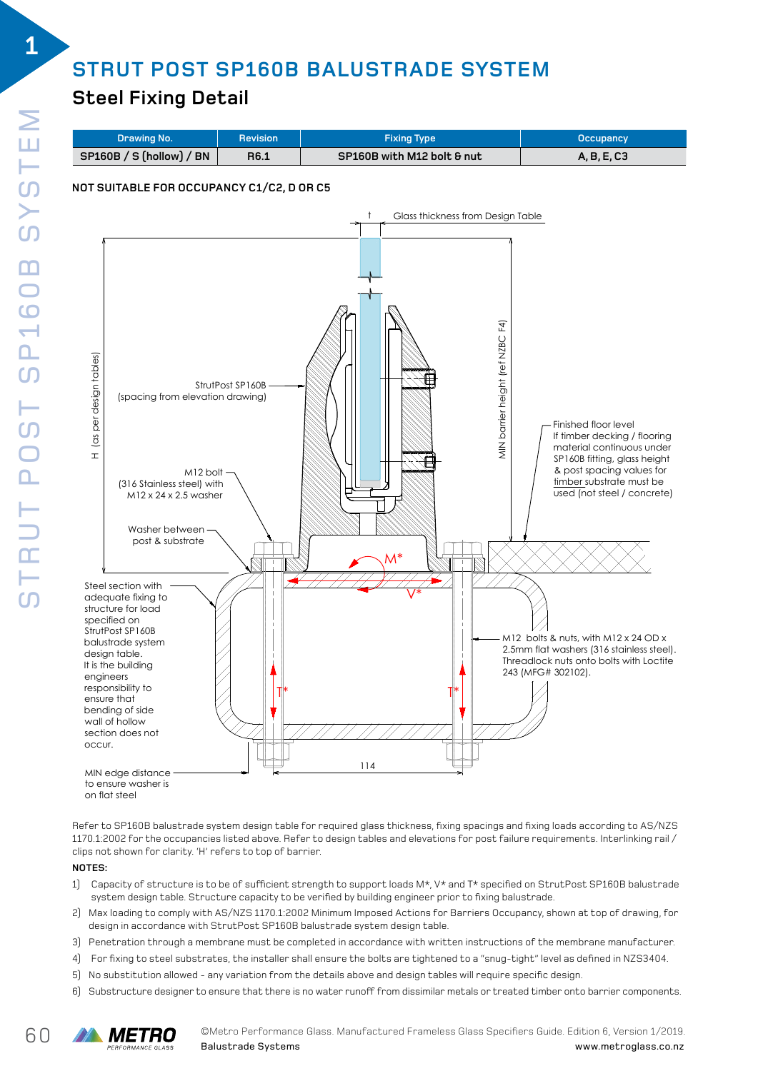# STRUT POST SP160B BALUSTRADE SYSTEM

## Steel Fixing Detail

| Drawing No. | Revision | Fixing Type | Occupancy |
|---|---|---|---|
| SP160B / S (hollow) / BN | R6.1 | SP160B with M12 bolt & nut | A, B, E, C3 |

**NOT SUITABLE FOR OCCUPANCY C1/C2, D OR C5**

t Glass thickness from Design Table

H (as per design tables)

MIN barrier height (ref NZBC F4)

StrutPost SP160B
(spacing from elevation drawing)

M12 bolt
(316 Stainless steel) with
M12 x 24 x 2.5 washer

Washer between
post & substrate

Finished floor level
If timber decking / flooring material continuous under SP160B fitting, glass height & post spacing values for timber substrate must be used (not steel / concrete)

M*

V*

T*

Steel section with adequate fixing to structure for load specified on StrutPost SP160B balustrade system design table.
It is the building engineers responsibility to ensure that bending of side wall of hollow section does not occur.

M12 bolts & nuts, with M12 x 24 OD x 2.5mm flat washers (316 stainless steel).
Threadlock nuts onto bolts with Loctite 243 (MFG# 302102).

114

MIN edge distance to ensure washer is on flat steel

Refer to SP160B balustrade system design table for required glass thickness, fixing spacings and fixing loads according to AS/NZS 1170.1:2002 for the occupancies listed above. Refer to design tables and elevations for post failure requirements. Interlinking rail / clips not shown for clarity. 'H' refers to top of barrier.

**NOTES:**

1) Capacity of structure is to be of sufficient strength to support loads M*, V* and T* specified on StrutPost SP160B balustrade system design table. Structure capacity to be verified by building engineer prior to fixing balustrade.
2) Max loading to comply with AS/NZS 1170.1:2002 Minimum Imposed Actions for Barriers Occupancy, shown at top of drawing, for design in accordance with StrutPost SP160B balustrade system design table.
3) Penetration through a membrane must be completed in accordance with written instructions of the membrane manufacturer.
4) For fixing to steel substrates, the installer shall ensure the bolts are tightened to a "snug-tight" level as defined in NZS3404.
5) No substitution allowed - any variation from the details above and design tables will require specific design.
6) Substructure designer to ensure that there is no water runoff from dissimilar metals or treated timber onto barrier components.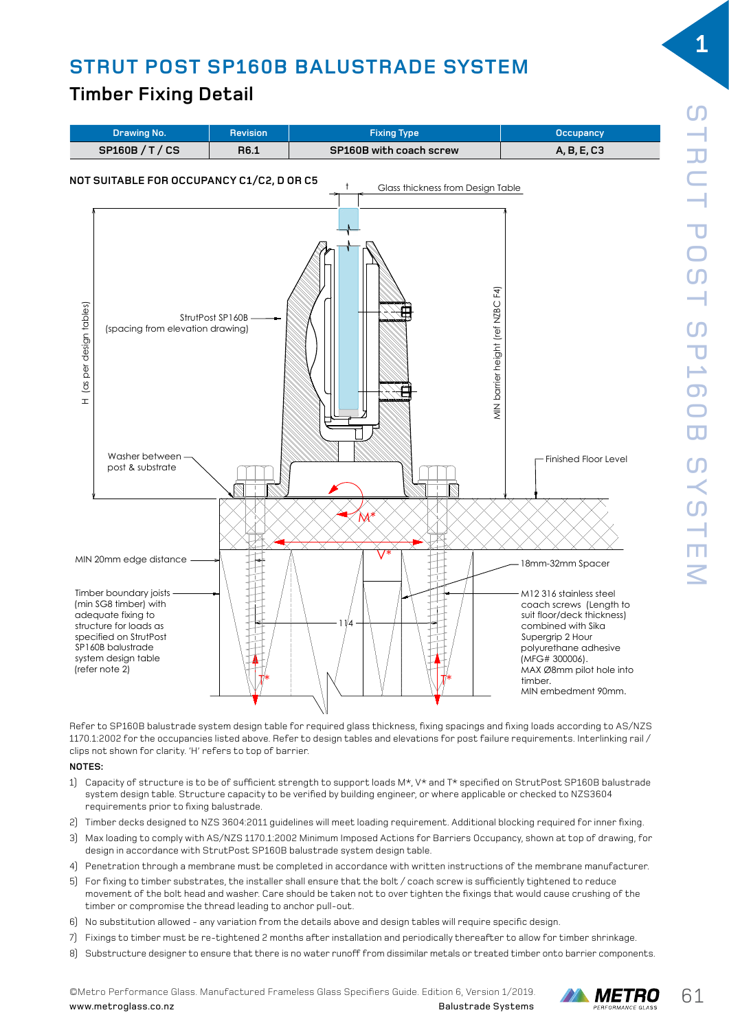# STRUT POST SP160B BALUSTRADE SYSTEM

## Timber Fixing Detail

| Drawing No. | Revision | Fixing Type | Occupancy |
|---|---|---|---|
| SP160B / T / CS | R6.1 | SP160B with coach screw | A, B, E, C3 |

**NOT SUITABLE FOR OCCUPANCY C1/C2, D OR C5**

t — Glass thickness from Design Table

H (as per design tables)

StrutPost SP160B (spacing from elevation drawing)

MIN barrier height (ref NZBC F4)

Washer between post & substrate

Finished Floor Level

M*

V*

MIN 20mm edge distance

18mm-32mm Spacer

Timber boundary joists (min SG8 timber) with adequate fixing to structure for loads as specified on StrutPost SP160B balustrade system design table (refer note 2)

114

M12 316 stainless steel coach screws (Length to suit floor/deck thickness) combined with Sika Supergrip 2 Hour polyurethane adhesive (MFG# 300006). MAX Ø8mm pilot hole into timber. MIN embedment 90mm.

T*

T*

Refer to SP160B balustrade system design table for required glass thickness, fixing spacings and fixing loads according to AS/NZS 1170.1:2002 for the occupancies listed above. Refer to design tables and elevations for post failure requirements. Interlinking rail / clips not shown for clarity. 'H' refers to top of barrier.

**NOTES:**

1) Capacity of structure is to be of sufficient strength to support loads M*, V* and T* specified on StrutPost SP160B balustrade system design table. Structure capacity to be verified by building engineer, or where applicable or checked to NZS3604 requirements prior to fixing balustrade.
2) Timber decks designed to NZS 3604:2011 guidelines will meet loading requirement. Additional blocking required for inner fixing.
3) Max loading to comply with AS/NZS 1170.1:2002 Minimum Imposed Actions for Barriers Occupancy, shown at top of drawing, for design in accordance with StrutPost SP160B balustrade system design table.
4) Penetration through a membrane must be completed in accordance with written instructions of the membrane manufacturer.
5) For fixing to timber substrates, the installer shall ensure that the bolt / coach screw is sufficiently tightened to reduce movement of the bolt head and washer. Care should be taken not to over tighten the fixings that would cause crushing of the timber or compromise the thread leading to anchor pull-out.
6) No substitution allowed - any variation from the details above and design tables will require specific design.
7) Fixings to timber must be re-tightened 2 months after installation and periodically thereafter to allow for timber shrinkage.
8) Substructure designer to ensure that there is no water runoff from dissimilar metals or treated timber onto barrier components.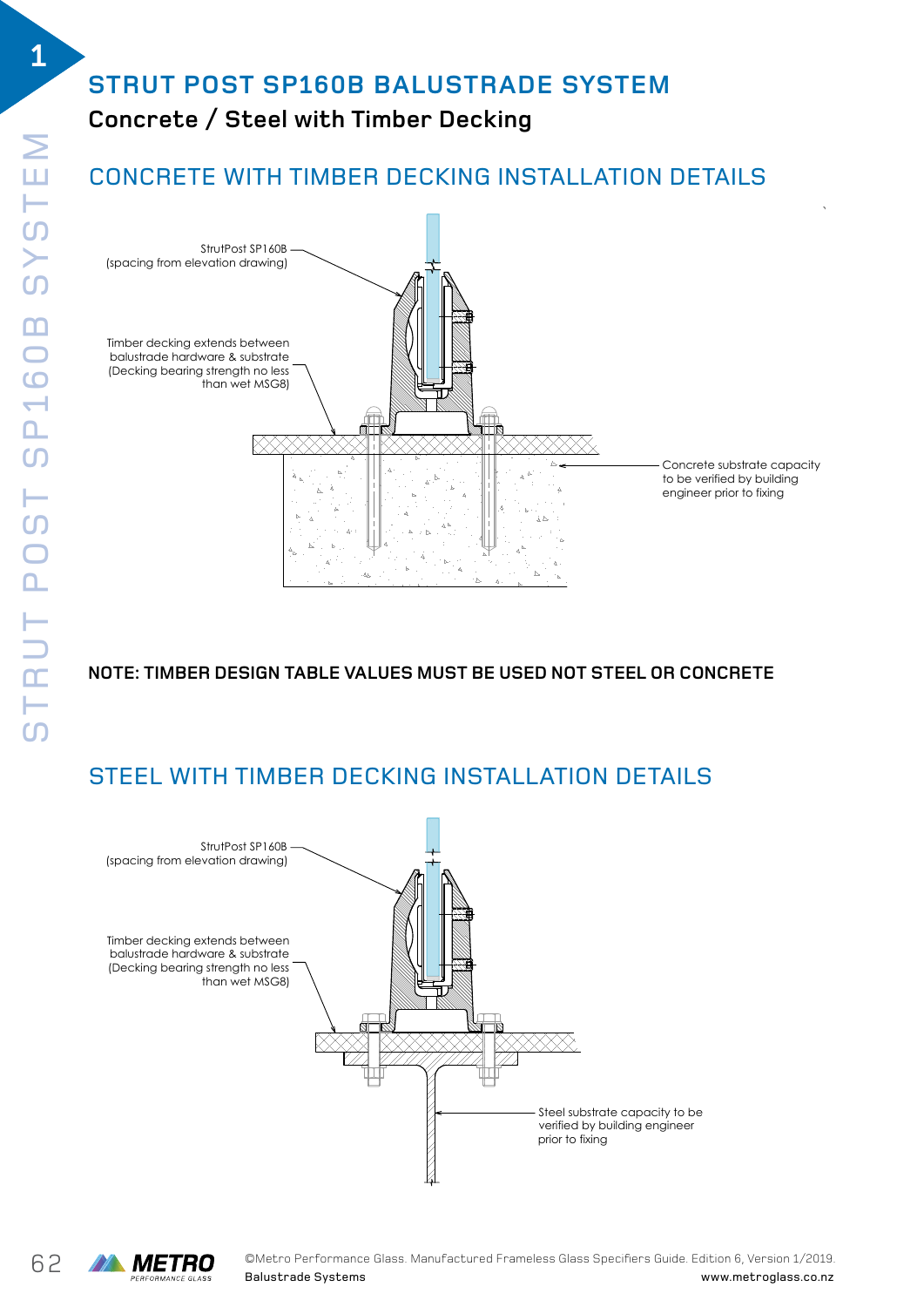# STRUT POST SP160B BALUSTRADE SYSTEM

## Concrete / Steel with Timber Decking

### CONCRETE WITH TIMBER DECKING INSTALLATION DETAILS

StrutPost SP160B
(spacing from elevation drawing)

Timber decking extends between
balustrade hardware & substrate
(Decking bearing strength no less
than wet MSG8)

Concrete substrate capacity
to be verified by building
engineer prior to fixing

**NOTE: TIMBER DESIGN TABLE VALUES MUST BE USED NOT STEEL OR CONCRETE**

### STEEL WITH TIMBER DECKING INSTALLATION DETAILS

StrutPost SP160B
(spacing from elevation drawing)

Timber decking extends between
balustrade hardware & substrate
(Decking bearing strength no less
than wet MSG8)

Steel substrate capacity to be
verified by building engineer
prior to fixing